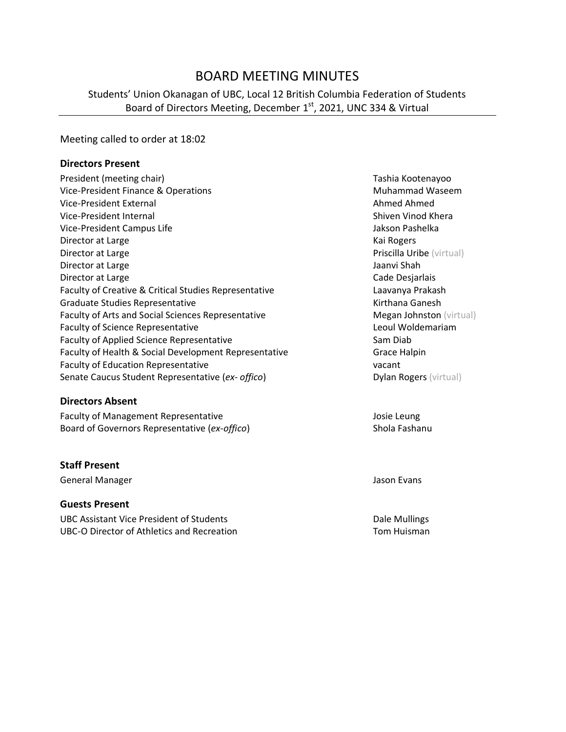# BOARD MEETING MINUTES

Students' Union Okanagan of UBC, Local 12 British Columbia Federation of Students
Board of Directors Meeting, December 1st, 2021, UNC 334 & Virtual

Meeting called to order at 18:02

### Directors Present

| | |
|---|---|
| President (meeting chair) | Tashia Kootenayoo |
| Vice-President Finance & Operations | Muhammad Waseem |
| Vice-President External | Ahmed Ahmed |
| Vice-President Internal | Shiven Vinod Khera |
| Vice-President Campus Life | Jakson Pashelka |
| Director at Large | Kai Rogers |
| Director at Large | Priscilla Uribe (virtual) |
| Director at Large | Jaanvi Shah |
| Director at Large | Cade Desjarlais |
| Faculty of Creative & Critical Studies Representative | Laavanya Prakash |
| Graduate Studies Representative | Kirthana Ganesh |
| Faculty of Arts and Social Sciences Representative | Megan Johnston (virtual) |
| Faculty of Science Representative | Leoul Woldemariam |
| Faculty of Applied Science Representative | Sam Diab |
| Faculty of Health & Social Development Representative | Grace Halpin |
| Faculty of Education Representative | vacant |
| Senate Caucus Student Representative (*ex- offico*) | Dylan Rogers (virtual) |

### Directors Absent

| | |
|---|---|
| Faculty of Management Representative | Josie Leung |
| Board of Governors Representative (*ex-offico*) | Shola Fashanu |

### Staff Present

| | |
|---|---|
| General Manager | Jason Evans |

### Guests Present

| | |
|---|---|
| UBC Assistant Vice President of Students | Dale Mullings |
| UBC-O Director of Athletics and Recreation | Tom Huisman |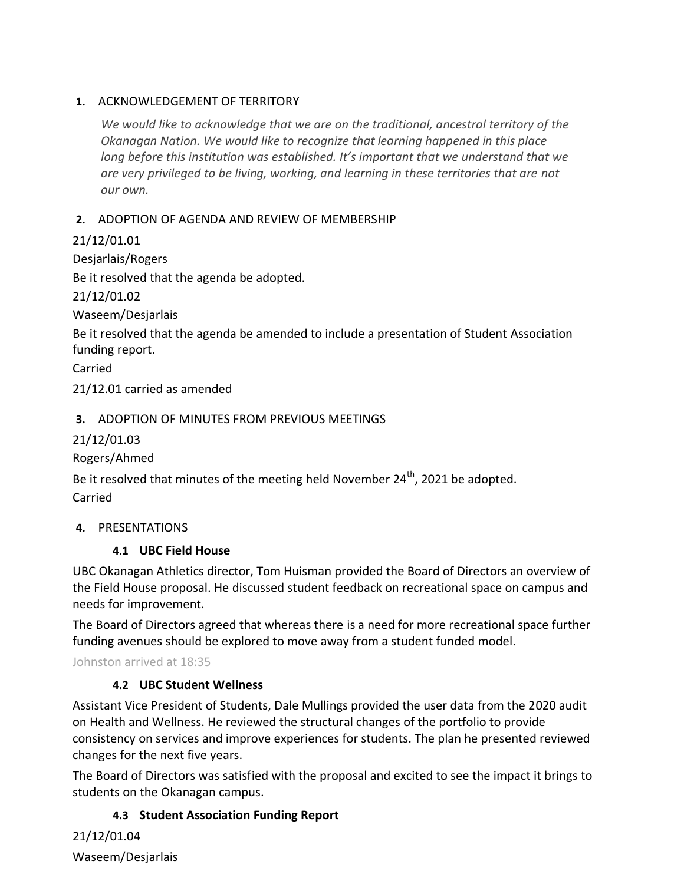1. ACKNOWLEDGEMENT OF TERRITORY

   *We would like to acknowledge that we are on the traditional, ancestral territory of the Okanagan Nation. We would like to recognize that learning happened in this place long before this institution was established. It's important that we understand that we are very privileged to be living, working, and learning in these territories that are not our own.*

2. ADOPTION OF AGENDA AND REVIEW OF MEMBERSHIP

21/12/01.01

Desjarlais/Rogers

Be it resolved that the agenda be adopted.

21/12/01.02

Waseem/Desjarlais

Be it resolved that the agenda be amended to include a presentation of Student Association funding report.

Carried

21/12.01 carried as amended

3. ADOPTION OF MINUTES FROM PREVIOUS MEETINGS

21/12/01.03

Rogers/Ahmed

Be it resolved that minutes of the meeting held November 24th, 2021 be adopted.

Carried

4. PRESENTATIONS

### 4.1 UBC Field House

UBC Okanagan Athletics director, Tom Huisman provided the Board of Directors an overview of the Field House proposal. He discussed student feedback on recreational space on campus and needs for improvement.

The Board of Directors agreed that whereas there is a need for more recreational space further funding avenues should be explored to move away from a student funded model.

Johnston arrived at 18:35

### 4.2 UBC Student Wellness

Assistant Vice President of Students, Dale Mullings provided the user data from the 2020 audit on Health and Wellness. He reviewed the structural changes of the portfolio to provide consistency on services and improve experiences for students. The plan he presented reviewed changes for the next five years.

The Board of Directors was satisfied with the proposal and excited to see the impact it brings to students on the Okanagan campus.

### 4.3 Student Association Funding Report

21/12/01.04

Waseem/Desjarlais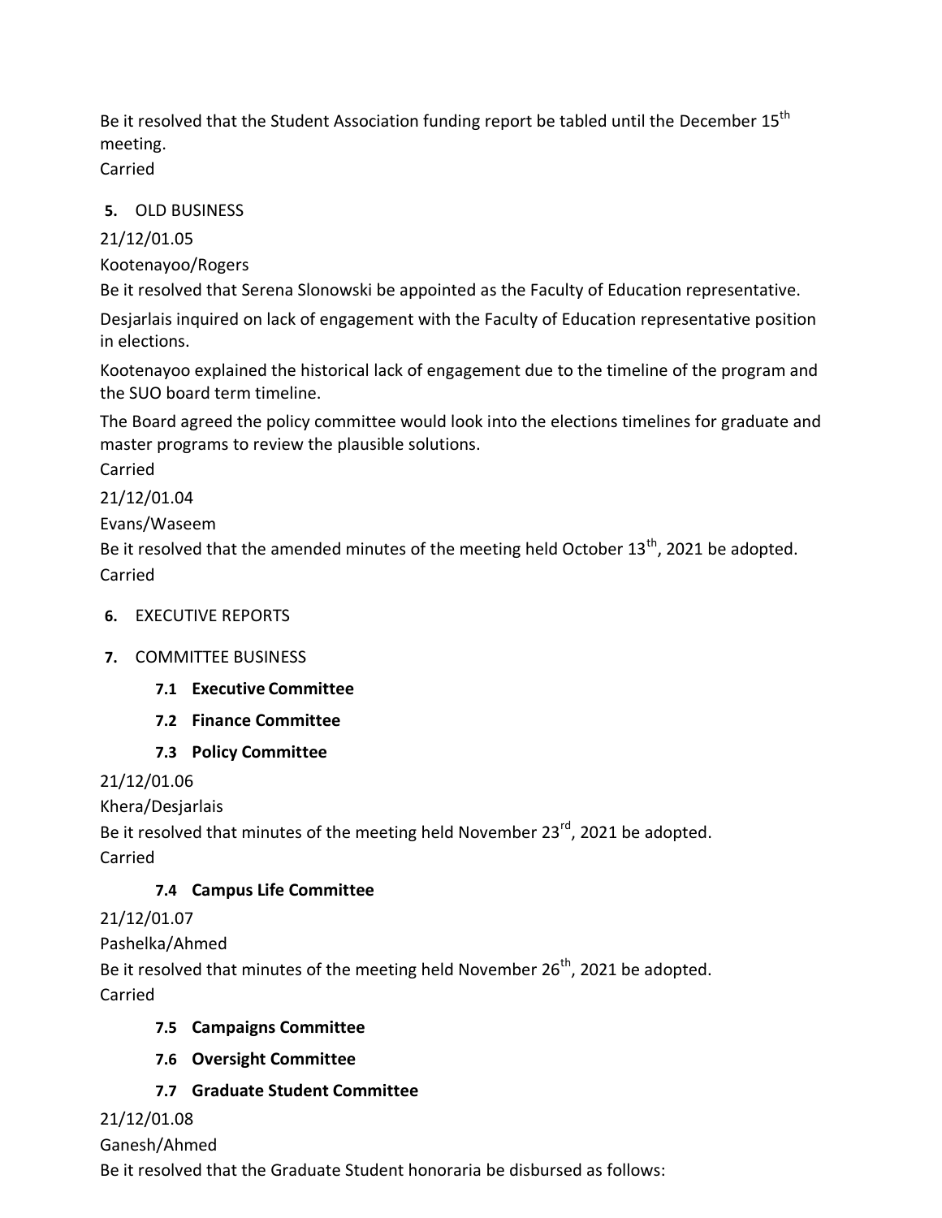Be it resolved that the Student Association funding report be tabled until the December 15th meeting.

Carried

**5.** OLD BUSINESS

21/12/01.05

Kootenayoo/Rogers

Be it resolved that Serena Slonowski be appointed as the Faculty of Education representative.

Desjarlais inquired on lack of engagement with the Faculty of Education representative position in elections.

Kootenayoo explained the historical lack of engagement due to the timeline of the program and the SUO board term timeline.

The Board agreed the policy committee would look into the elections timelines for graduate and master programs to review the plausible solutions.

Carried

21/12/01.04

Evans/Waseem

Be it resolved that the amended minutes of the meeting held October 13th, 2021 be adopted.

Carried

**6.** EXECUTIVE REPORTS

**7.** COMMITTEE BUSINESS

**7.1 Executive Committee**

**7.2 Finance Committee**

**7.3 Policy Committee**

21/12/01.06

Khera/Desjarlais

Be it resolved that minutes of the meeting held November 23rd, 2021 be adopted.

Carried

**7.4 Campus Life Committee**

21/12/01.07

Pashelka/Ahmed

Be it resolved that minutes of the meeting held November 26th, 2021 be adopted.

Carried

**7.5 Campaigns Committee**

**7.6 Oversight Committee**

**7.7 Graduate Student Committee**

21/12/01.08

Ganesh/Ahmed

Be it resolved that the Graduate Student honoraria be disbursed as follows: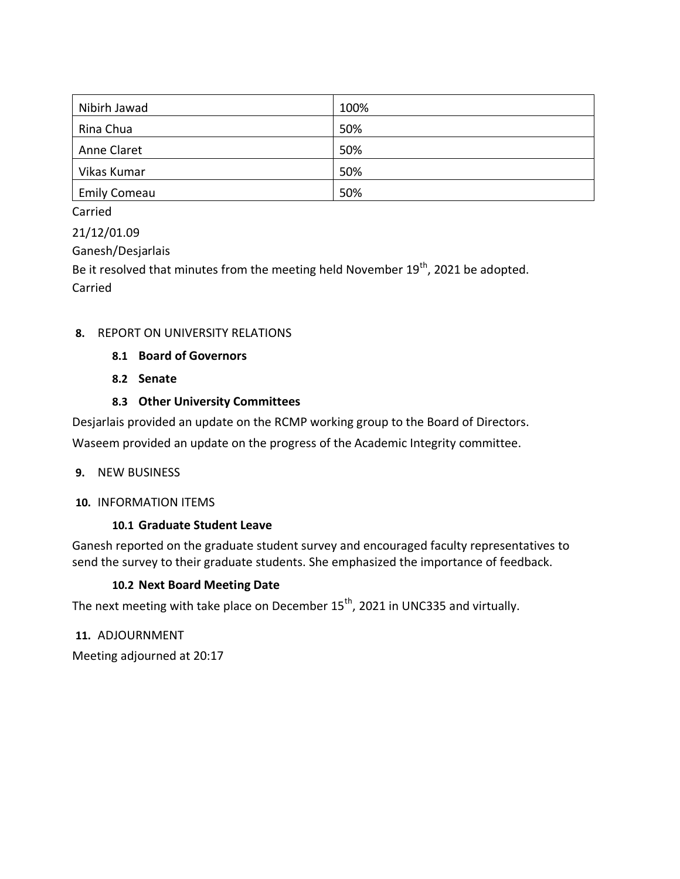| | |
|---|---|
| Nibirh Jawad | 100% |
| Rina Chua | 50% |
| Anne Claret | 50% |
| Vikas Kumar | 50% |
| Emily Comeau | 50% |

Carried

21/12/01.09

Ganesh/Desjarlais

Be it resolved that minutes from the meeting held November 19th, 2021 be adopted.

Carried

**8.** REPORT ON UNIVERSITY RELATIONS

**8.1 Board of Governors**

**8.2 Senate**

**8.3 Other University Committees**

Desjarlais provided an update on the RCMP working group to the Board of Directors.

Waseem provided an update on the progress of the Academic Integrity committee.

**9.** NEW BUSINESS

**10.** INFORMATION ITEMS

**10.1 Graduate Student Leave**

Ganesh reported on the graduate student survey and encouraged faculty representatives to send the survey to their graduate students. She emphasized the importance of feedback.

**10.2 Next Board Meeting Date**

The next meeting with take place on December 15th, 2021 in UNC335 and virtually.

**11.** ADJOURNMENT

Meeting adjourned at 20:17